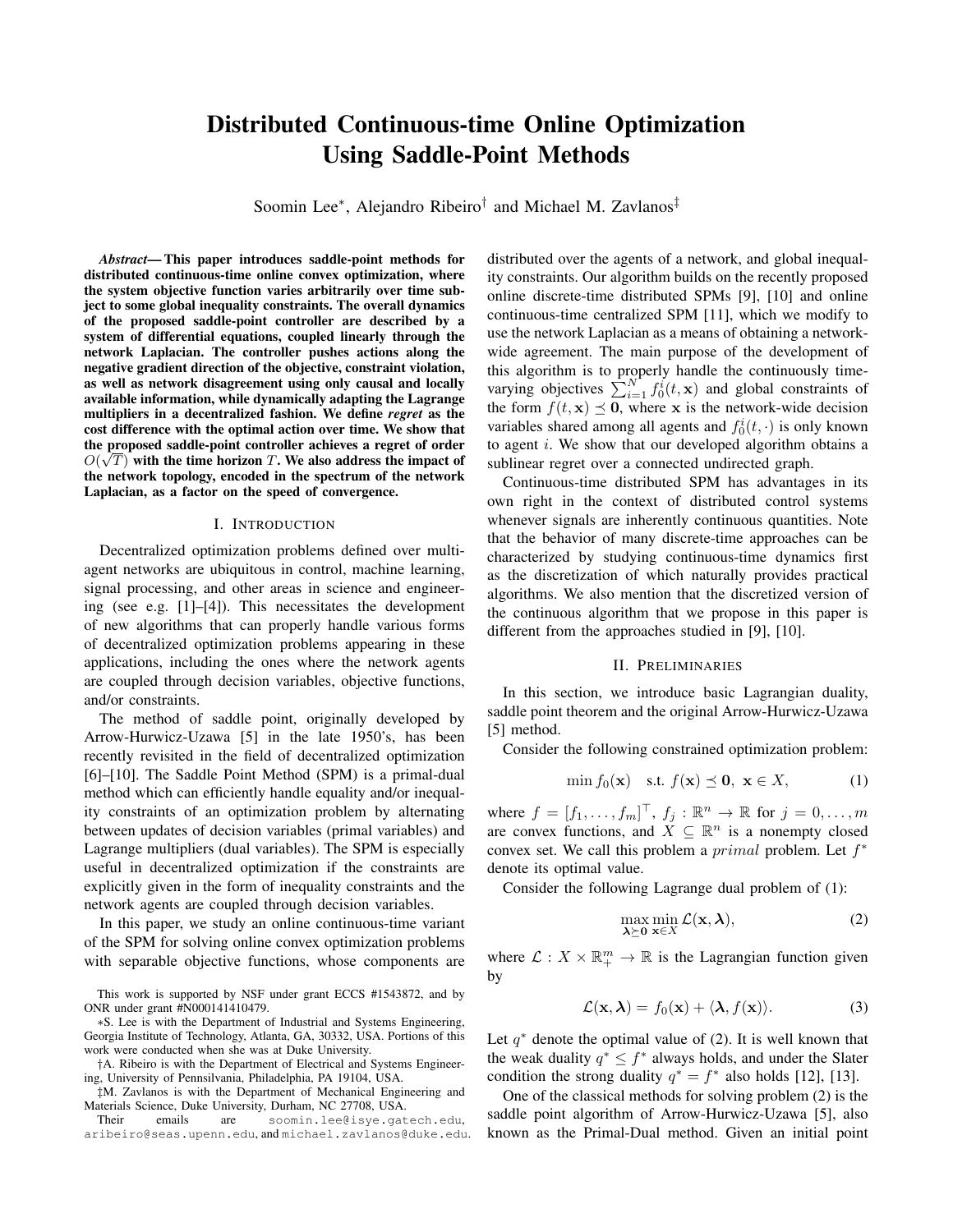# Distributed Continuous-time Online Optimization Using Saddle-Point Methods

Soomin Lee*, Alejandro Ribeiro† and Michael M. Zavlanos‡

***Abstract*— This paper introduces saddle-point methods for distributed continuous-time online convex optimization, where the system objective function varies arbitrarily over time subject to some global inequality constraints. The overall dynamics of the proposed saddle-point controller are described by a system of differential equations, coupled linearly through the network Laplacian. The controller pushes actions along the negative gradient direction of the objective, constraint violation, as well as network disagreement using only causal and locally available information, while dynamically adapting the Lagrange multipliers in a decentralized fashion. We define *regret* as the cost difference with the optimal action over time. We show that the proposed saddle-point controller achieves a regret of order $O(\sqrt{T})$ with the time horizon $T$. We also address the impact of the network topology, encoded in the spectrum of the network Laplacian, as a factor on the speed of convergence.**

## I. Introduction

Decentralized optimization problems defined over multi-agent networks are ubiquitous in control, machine learning, signal processing, and other areas in science and engineering (see e.g. [1]–[4]). This necessitates the development of new algorithms that can properly handle various forms of decentralized optimization problems appearing in these applications, including the ones where the network agents are coupled through decision variables, objective functions, and/or constraints.

The method of saddle point, originally developed by Arrow-Hurwicz-Uzawa [5] in the late 1950's, has been recently revisited in the field of decentralized optimization [6]–[10]. The Saddle Point Method (SPM) is a primal-dual method which can efficiently handle equality and/or inequality constraints of an optimization problem by alternating between updates of decision variables (primal variables) and Lagrange multipliers (dual variables). The SPM is especially useful in decentralized optimization if the constraints are explicitly given in the form of inequality constraints and the network agents are coupled through decision variables.

In this paper, we study an online continuous-time variant of the SPM for solving online convex optimization problems with separable objective functions, whose components are distributed over the agents of a network, and global inequality constraints. Our algorithm builds on the recently proposed online discrete-time distributed SPMs [9], [10] and online continuous-time centralized SPM [11], which we modify to use the network Laplacian as a means of obtaining a network-wide agreement. The main purpose of the development of this algorithm is to properly handle the continuously time-varying objectives $\sum_{i=1}^{N} f_0^i(t,\mathbf{x})$ and global constraints of the form $f(t,\mathbf{x}) \preceq \mathbf{0}$, where $\mathbf{x}$ is the network-wide decision variables shared among all agents and $f_0^i(t,\cdot)$ is only known to agent $i$. We show that our developed algorithm obtains a sublinear regret over a connected undirected graph.

Continuous-time distributed SPM has advantages in its own right in the context of distributed control systems whenever signals are inherently continuous quantities. Note that the behavior of many discrete-time approaches can be characterized by studying continuous-time dynamics first as the discretization of which naturally provides practical algorithms. We also mention that the discretized version of the continuous algorithm that we propose in this paper is different from the approaches studied in [9], [10].

## II. Preliminaries

In this section, we introduce basic Lagrangian duality, saddle point theorem and the original Arrow-Hurwicz-Uzawa [5] method.

Consider the following constrained optimization problem:

$$\min f_0(\mathbf{x}) \quad \text{s.t. } f(\mathbf{x}) \preceq \mathbf{0},\ \mathbf{x} \in X, \tag{1}$$

where $f = [f_1, \ldots, f_m]^\top$, $f_j : \mathbb{R}^n \to \mathbb{R}$ for $j = 0, \ldots, m$ are convex functions, and $X \subseteq \mathbb{R}^n$ is a nonempty closed convex set. We call this problem a $primal$ problem. Let $f^*$ denote its optimal value.

Consider the following Lagrange dual problem of (1):

$$\max_{\boldsymbol{\lambda} \succeq \mathbf{0}} \min_{\mathbf{x} \in X} \mathcal{L}(\mathbf{x}, \boldsymbol{\lambda}), \tag{2}$$

where $\mathcal{L} : X \times \mathbb{R}_+^m \to \mathbb{R}$ is the Lagrangian function given by

$$\mathcal{L}(\mathbf{x}, \boldsymbol{\lambda}) = f_0(\mathbf{x}) + \langle \boldsymbol{\lambda}, f(\mathbf{x}) \rangle. \tag{3}$$

Let $q^*$ denote the optimal value of (2). It is well known that the weak duality $q^* \leq f^*$ always holds, and under the Slater condition the strong duality $q^* = f^*$ also holds [12], [13].

One of the classical methods for solving problem (2) is the saddle point algorithm of Arrow-Hurwicz-Uzawa [5], also known as the Primal-Dual method. Given an initial point

---

This work is supported by NSF under grant ECCS #1543872, and by ONR under grant #N000141410479.

*S. Lee is with the Department of Industrial and Systems Engineering, Georgia Institute of Technology, Atlanta, GA, 30332, USA. Portions of this work were conducted when she was at Duke University.

†A. Ribeiro is with the Department of Electrical and Systems Engineering, University of Pennsilvania, Philadelphia, PA 19104, USA.

‡M. Zavlanos is with the Department of Mechanical Engineering and Materials Science, Duke University, Durham, NC 27708, USA.

Their emails are soomin.lee@isye.gatech.edu, aribeiro@seas.upenn.edu, and michael.zavlanos@duke.edu.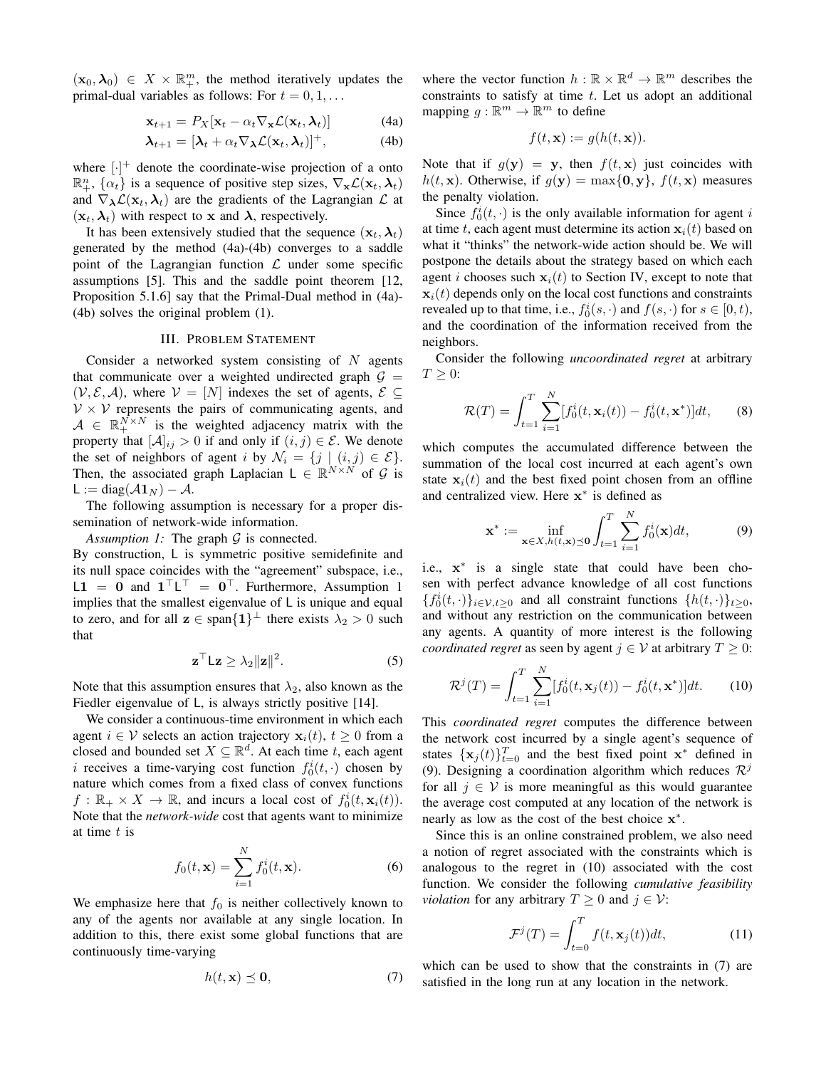$(\mathbf{x}_0, \boldsymbol{\lambda}_0) \in X \times \mathbb{R}^m_+$, the method iteratively updates the primal-dual variables as follows: For $t = 0, 1, \ldots$

$$\mathbf{x}_{t+1} = P_X[\mathbf{x}_t - \alpha_t \nabla_{\mathbf{x}} \mathcal{L}(\mathbf{x}_t, \boldsymbol{\lambda}_t)] \tag{4a}$$

$$\boldsymbol{\lambda}_{t+1} = [\boldsymbol{\lambda}_t + \alpha_t \nabla_{\boldsymbol{\lambda}} \mathcal{L}(\mathbf{x}_t, \boldsymbol{\lambda}_t)]^+, \tag{4b}$$

where $[\cdot]^+$ denote the coordinate-wise projection of a onto $\mathbb{R}^n_+$, $\{\alpha_t\}$ is a sequence of positive step sizes, $\nabla_{\mathbf{x}} \mathcal{L}(\mathbf{x}_t, \boldsymbol{\lambda}_t)$ and $\nabla_{\boldsymbol{\lambda}} \mathcal{L}(\mathbf{x}_t, \boldsymbol{\lambda}_t)$ are the gradients of the Lagrangian $\mathcal{L}$ at $(\mathbf{x}_t, \boldsymbol{\lambda}_t)$ with respect to $\mathbf{x}$ and $\boldsymbol{\lambda}$, respectively.

It has been extensively studied that the sequence $(\mathbf{x}_t, \boldsymbol{\lambda}_t)$ generated by the method (4a)-(4b) converges to a saddle point of the Lagrangian function $\mathcal{L}$ under some specific assumptions [5]. This and the saddle point theorem [12, Proposition 5.1.6] say that the Primal-Dual method in (4a)-(4b) solves the original problem (1).

## III. Problem Statement

Consider a networked system consisting of $N$ agents that communicate over a weighted undirected graph $\mathcal{G} = (\mathcal{V}, \mathcal{E}, \mathcal{A})$, where $\mathcal{V} = [N]$ indexes the set of agents, $\mathcal{E} \subseteq \mathcal{V} \times \mathcal{V}$ represents the pairs of communicating agents, and $\mathcal{A} \in \mathbb{R}^{N \times N}_+$ is the weighted adjacency matrix with the property that $[\mathcal{A}]_{ij} > 0$ if and only if $(i, j) \in \mathcal{E}$. We denote the set of neighbors of agent $i$ by $\mathcal{N}_i = \{j \mid (i, j) \in \mathcal{E}\}$. Then, the associated graph Laplacian $\mathsf{L} \in \mathbb{R}^{N \times N}$ of $\mathcal{G}$ is $\mathsf{L} := \mathrm{diag}(\mathcal{A}\mathbf{1}_N) - \mathcal{A}$.

The following assumption is necessary for a proper dissemination of network-wide information.

*Assumption 1:* The graph $\mathcal{G}$ is connected.

By construction, $\mathsf{L}$ is symmetric positive semidefinite and its null space coincides with the "agreement" subspace, i.e., $\mathsf{L}\mathbf{1} = \mathbf{0}$ and $\mathbf{1}^\top \mathsf{L}^\top = \mathbf{0}^\top$. Furthermore, Assumption 1 implies that the smallest eigenvalue of $\mathsf{L}$ is unique and equal to zero, and for all $\mathbf{z} \in \mathrm{span}\{\mathbf{1}\}^\perp$ there exists $\lambda_2 > 0$ such that

$$\mathbf{z}^\top \mathsf{L} \mathbf{z} \geq \lambda_2 \|\mathbf{z}\|^2. \tag{5}$$

Note that this assumption ensures that $\lambda_2$, also known as the Fiedler eigenvalue of $\mathsf{L}$, is always strictly positive [14].

We consider a continuous-time environment in which each agent $i \in \mathcal{V}$ selects an action trajectory $\mathbf{x}_i(t)$, $t \geq 0$ from a closed and bounded set $X \subseteq \mathbb{R}^d$. At each time $t$, each agent $i$ receives a time-varying cost function $f_0^i(t, \cdot)$ chosen by nature which comes from a fixed class of convex functions $f : \mathbb{R}_+ \times X \to \mathbb{R}$, and incurs a local cost of $f_0^i(t, \mathbf{x}_i(t))$. Note that the *network-wide* cost that agents want to minimize at time $t$ is

$$f_0(t, \mathbf{x}) = \sum_{i=1}^{N} f_0^i(t, \mathbf{x}). \tag{6}$$

We emphasize here that $f_0$ is neither collectively known to any of the agents nor available at any single location. In addition to this, there exist some global functions that are continuously time-varying

$$h(t, \mathbf{x}) \preceq \mathbf{0}, \tag{7}$$

where the vector function $h : \mathbb{R} \times \mathbb{R}^d \to \mathbb{R}^m$ describes the constraints to satisfy at time $t$. Let us adopt an additional mapping $g : \mathbb{R}^m \to \mathbb{R}^m$ to define

$$f(t, \mathbf{x}) := g(h(t, \mathbf{x})).$$

Note that if $g(\mathbf{y}) = \mathbf{y}$, then $f(t, \mathbf{x})$ just coincides with $h(t, \mathbf{x})$. Otherwise, if $g(\mathbf{y}) = \max\{\mathbf{0}, \mathbf{y}\}$, $f(t, \mathbf{x})$ measures the penalty violation.

Since $f_0^i(t, \cdot)$ is the only available information for agent $i$ at time $t$, each agent must determine its action $\mathbf{x}_i(t)$ based on what it "thinks" the network-wide action should be. We will postpone the details about the strategy based on which each agent $i$ chooses such $\mathbf{x}_i(t)$ to Section IV, except to note that $\mathbf{x}_i(t)$ depends only on the local cost functions and constraints revealed up to that time, i.e., $f_0^i(s, \cdot)$ and $f(s, \cdot)$ for $s \in [0, t)$, and the coordination of the information received from the neighbors.

Consider the following *uncoordinated regret* at arbitrary $T \geq 0$:

$$\mathcal{R}(T) = \int_{t=1}^{T} \sum_{i=1}^{N} [f_0^i(t, \mathbf{x}_i(t)) - f_0^i(t, \mathbf{x}^*)] dt, \tag{8}$$

which computes the accumulated difference between the summation of the local cost incurred at each agent's own state $\mathbf{x}_i(t)$ and the best fixed point chosen from an offline and centralized view. Here $\mathbf{x}^*$ is defined as

$$\mathbf{x}^* := \inf_{\mathbf{x} \in X, h(t, \mathbf{x}) \preceq \mathbf{0}} \int_{t=1}^{T} \sum_{i=1}^{N} f_0^i(\mathbf{x}) dt, \tag{9}$$

i.e., $\mathbf{x}^*$ is a single state that could have been chosen with perfect advance knowledge of all cost functions $\{f_0^i(t, \cdot)\}_{i \in \mathcal{V}, t \geq 0}$ and all constraint functions $\{h(t, \cdot)\}_{t \geq 0}$, and without any restriction on the communication between any agents. A quantity of more interest is the following *coordinated regret* as seen by agent $j \in \mathcal{V}$ at arbitrary $T \geq 0$:

$$\mathcal{R}^j(T) = \int_{t=1}^{T} \sum_{i=1}^{N} [f_0^i(t, \mathbf{x}_j(t)) - f_0^i(t, \mathbf{x}^*)] dt. \tag{10}$$

This *coordinated regret* computes the difference between the network cost incurred by a single agent's sequence of states $\{\mathbf{x}_j(t)\}_{t=0}^{T}$ and the best fixed point $\mathbf{x}^*$ defined in (9). Designing a coordination algorithm which reduces $\mathcal{R}^j$ for all $j \in \mathcal{V}$ is more meaningful as this would guarantee the average cost computed at any location of the network is nearly as low as the cost of the best choice $\mathbf{x}^*$.

Since this is an online constrained problem, we also need a notion of regret associated with the constraints which is analogous to the regret in (10) associated with the cost function. We consider the following *cumulative feasibility violation* for any arbitrary $T \geq 0$ and $j \in \mathcal{V}$:

$$\mathcal{F}^j(T) = \int_{t=0}^{T} f(t, \mathbf{x}_j(t)) dt, \tag{11}$$

which can be used to show that the constraints in (7) are satisfied in the long run at any location in the network.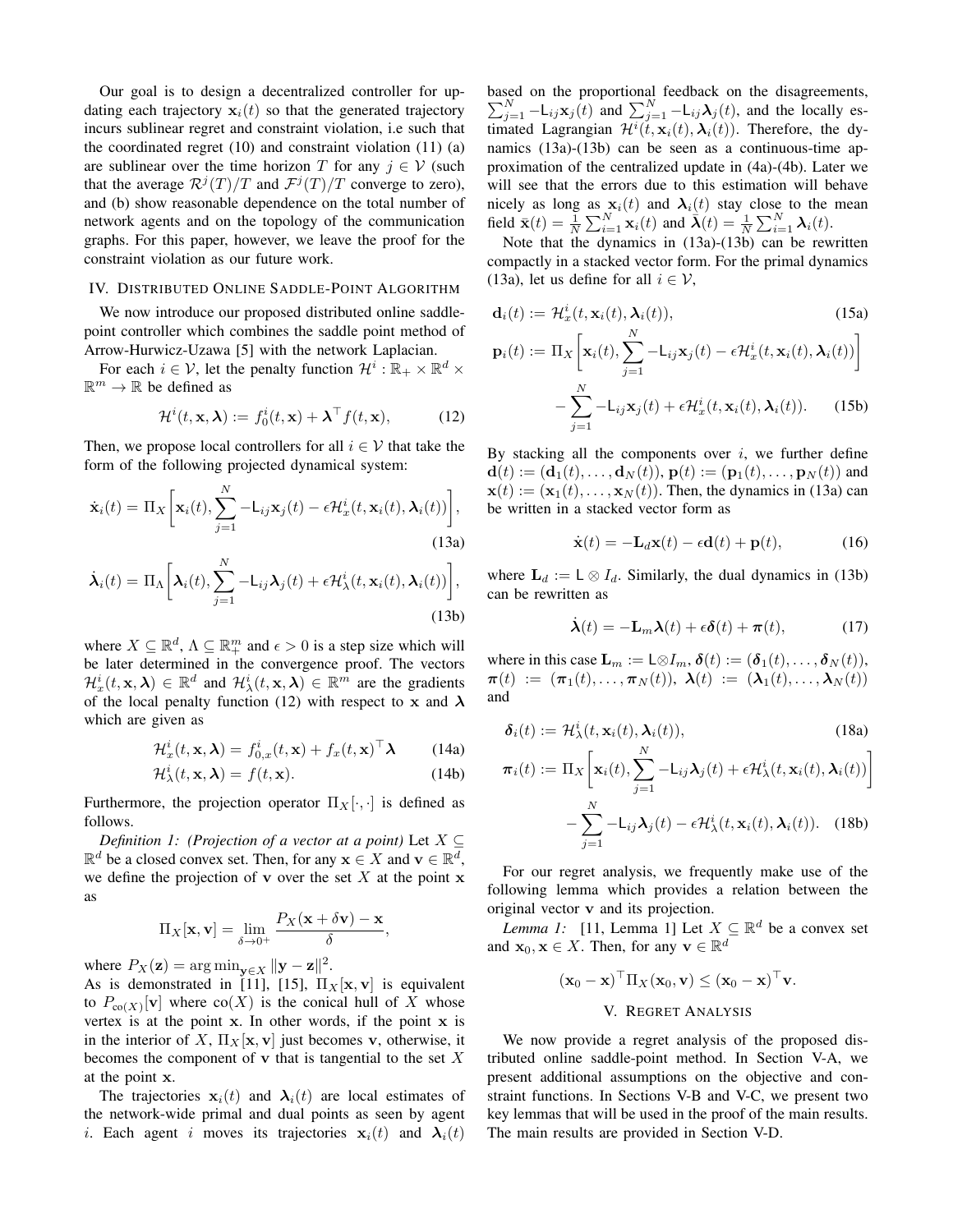Our goal is to design a decentralized controller for updating each trajectory $\mathbf{x}_i(t)$ so that the generated trajectory incurs sublinear regret and constraint violation, i.e such that the coordinated regret (10) and constraint violation (11) (a) are sublinear over the time horizon $T$ for any $j \in \mathcal{V}$ (such that the average $\mathcal{R}^j(T)/T$ and $\mathcal{F}^j(T)/T$ converge to zero), and (b) show reasonable dependence on the total number of network agents and on the topology of the communication graphs. For this paper, however, we leave the proof for the constraint violation as our future work.

## IV. Distributed Online Saddle-Point Algorithm

We now introduce our proposed distributed online saddle-point controller which combines the saddle point method of Arrow-Hurwicz-Uzawa [5] with the network Laplacian.

For each $i \in \mathcal{V}$, let the penalty function $\mathcal{H}^i : \mathbb{R}_+ \times \mathbb{R}^d \times \mathbb{R}^m \to \mathbb{R}$ be defined as

$$\mathcal{H}^i(t, \mathbf{x}, \boldsymbol{\lambda}) := f_0^i(t, \mathbf{x}) + \boldsymbol{\lambda}^\top f(t, \mathbf{x}), \tag{12}$$

Then, we propose local controllers for all $i \in \mathcal{V}$ that take the form of the following projected dynamical system:

$$\dot{\mathbf{x}}_i(t) = \Pi_X\Bigg[\mathbf{x}_i(t), \sum_{j=1}^{N} -\mathsf{L}_{ij}\mathbf{x}_j(t) - \epsilon \mathcal{H}_x^i(t, \mathbf{x}_i(t), \boldsymbol{\lambda}_i(t))\Bigg], \tag{13a}$$

$$\dot{\boldsymbol{\lambda}}_i(t) = \Pi_\Lambda\Bigg[\boldsymbol{\lambda}_i(t), \sum_{j=1}^{N} -\mathsf{L}_{ij}\boldsymbol{\lambda}_j(t) + \epsilon \mathcal{H}_\lambda^i(t, \mathbf{x}_i(t), \boldsymbol{\lambda}_i(t))\Bigg], \tag{13b}$$

where $X \subseteq \mathbb{R}^d$, $\Lambda \subseteq \mathbb{R}_+^m$ and $\epsilon > 0$ is a step size which will be later determined in the convergence proof. The vectors $\mathcal{H}_x^i(t, \mathbf{x}, \boldsymbol{\lambda}) \in \mathbb{R}^d$ and $\mathcal{H}_\lambda^i(t, \mathbf{x}, \boldsymbol{\lambda}) \in \mathbb{R}^m$ are the gradients of the local penalty function (12) with respect to $\mathbf{x}$ and $\boldsymbol{\lambda}$ which are given as

$$\mathcal{H}_x^i(t, \mathbf{x}, \boldsymbol{\lambda}) = f_{0,x}^i(t, \mathbf{x}) + f_x(t, \mathbf{x})^\top \boldsymbol{\lambda} \tag{14a}$$

$$\mathcal{H}_\lambda^i(t, \mathbf{x}, \boldsymbol{\lambda}) = f(t, \mathbf{x}). \tag{14b}$$

Furthermore, the projection operator $\Pi_X[\cdot, \cdot]$ is defined as follows.

*Definition 1: (Projection of a vector at a point)* Let $X \subseteq \mathbb{R}^d$ be a closed convex set. Then, for any $\mathbf{x} \in X$ and $\mathbf{v} \in \mathbb{R}^d$, we define the projection of $\mathbf{v}$ over the set $X$ at the point $\mathbf{x}$ as

$$\Pi_X[\mathbf{x}, \mathbf{v}] = \lim_{\delta \to 0^+} \frac{P_X(\mathbf{x} + \delta \mathbf{v}) - \mathbf{x}}{\delta},$$

where $P_X(\mathbf{z}) = \arg\min_{\mathbf{y} \in X} \|\mathbf{y} - \mathbf{z}\|^2$.

As is demonstrated in [11], [15], $\Pi_X[\mathbf{x}, \mathbf{v}]$ is equivalent to $P_{\text{co}(X)}[\mathbf{v}]$ where $\text{co}(X)$ is the conical hull of $X$ whose vertex is at the point $\mathbf{x}$. In other words, if the point $\mathbf{x}$ is in the interior of $X$, $\Pi_X[\mathbf{x}, \mathbf{v}]$ just becomes $\mathbf{v}$, otherwise, it becomes the component of $\mathbf{v}$ that is tangential to the set $X$ at the point $\mathbf{x}$.

The trajectories $\mathbf{x}_i(t)$ and $\boldsymbol{\lambda}_i(t)$ are local estimates of the network-wide primal and dual points as seen by agent $i$. Each agent $i$ moves its trajectories $\mathbf{x}_i(t)$ and $\boldsymbol{\lambda}_i(t)$ based on the proportional feedback on the disagreements, $\sum_{j=1}^{N} -\mathsf{L}_{ij}\mathbf{x}_j(t)$ and $\sum_{j=1}^{N} -\mathsf{L}_{ij}\boldsymbol{\lambda}_j(t)$, and the locally estimated Lagrangian $\mathcal{H}^i(t, \mathbf{x}_i(t), \boldsymbol{\lambda}_i(t))$. Therefore, the dynamics (13a)-(13b) can be seen as a continuous-time approximation of the centralized update in (4a)-(4b). Later we will see that the errors due to this estimation will behave nicely as long as $\mathbf{x}_i(t)$ and $\boldsymbol{\lambda}_i(t)$ stay close to the mean field $\bar{\mathbf{x}}(t) = \frac{1}{N}\sum_{i=1}^{N} \mathbf{x}_i(t)$ and $\bar{\boldsymbol{\lambda}}(t) = \frac{1}{N}\sum_{i=1}^{N} \boldsymbol{\lambda}_i(t)$.

Note that the dynamics in (13a)-(13b) can be rewritten compactly in a stacked vector form. For the primal dynamics (13a), let us define for all $i \in \mathcal{V}$,

$$\mathbf{d}_i(t) := \mathcal{H}_x^i(t, \mathbf{x}_i(t), \boldsymbol{\lambda}_i(t)), \tag{15a}$$

$$\begin{aligned}\mathbf{p}_i(t) := \Pi_X\Bigg[\mathbf{x}_i(t), \sum_{j=1}^{N} -\mathsf{L}_{ij}\mathbf{x}_j(t) - \epsilon \mathcal{H}_x^i(t, \mathbf{x}_i(t), \boldsymbol{\lambda}_i(t))\Bigg] \\ - \sum_{j=1}^{N} -\mathsf{L}_{ij}\mathbf{x}_j(t) + \epsilon \mathcal{H}_x^i(t, \mathbf{x}_i(t), \boldsymbol{\lambda}_i(t)).\end{aligned} \tag{15b}$$

By stacking all the components over $i$, we further define $\mathbf{d}(t) := (\mathbf{d}_1(t), \ldots, \mathbf{d}_N(t))$, $\mathbf{p}(t) := (\mathbf{p}_1(t), \ldots, \mathbf{p}_N(t))$ and $\mathbf{x}(t) := (\mathbf{x}_1(t), \ldots, \mathbf{x}_N(t))$. Then, the dynamics in (13a) can be written in a stacked vector form as

$$\dot{\mathbf{x}}(t) = -\mathbf{L}_d \mathbf{x}(t) - \epsilon \mathbf{d}(t) + \mathbf{p}(t), \tag{16}$$

where $\mathbf{L}_d := \mathsf{L} \otimes I_d$. Similarly, the dual dynamics (13b) can be rewritten as

$$\dot{\boldsymbol{\lambda}}(t) = -\mathbf{L}_m \boldsymbol{\lambda}(t) + \epsilon \boldsymbol{\delta}(t) + \boldsymbol{\pi}(t), \tag{17}$$

where in this case $\mathbf{L}_m := \mathsf{L} \otimes I_m$, $\boldsymbol{\delta}(t) := (\boldsymbol{\delta}_1(t), \ldots, \boldsymbol{\delta}_N(t))$, $\boldsymbol{\pi}(t) := (\boldsymbol{\pi}_1(t), \ldots, \boldsymbol{\pi}_N(t))$, $\boldsymbol{\lambda}(t) := (\boldsymbol{\lambda}_1(t), \ldots, \boldsymbol{\lambda}_N(t))$ and

$$\boldsymbol{\delta}_i(t) := \mathcal{H}_\lambda^i(t, \mathbf{x}_i(t), \boldsymbol{\lambda}_i(t)), \tag{18a}$$

$$\begin{aligned}\boldsymbol{\pi}_i(t) := \Pi_X\Bigg[\mathbf{x}_i(t), \sum_{j=1}^{N} -\mathsf{L}_{ij}\boldsymbol{\lambda}_j(t) + \epsilon \mathcal{H}_\lambda^i(t, \mathbf{x}_i(t), \boldsymbol{\lambda}_i(t))\Bigg] \\ - \sum_{j=1}^{N} -\mathsf{L}_{ij}\boldsymbol{\lambda}_j(t) - \epsilon \mathcal{H}_\lambda^i(t, \mathbf{x}_i(t), \boldsymbol{\lambda}_i(t)).\end{aligned} \tag{18b}$$

For our regret analysis, we frequently make use of the following lemma which provides a relation between the original vector $\mathbf{v}$ and its projection.

*Lemma 1:* [11, Lemma 1] Let $X \subseteq \mathbb{R}^d$ be a convex set and $\mathbf{x}_0, \mathbf{x} \in X$. Then, for any $\mathbf{v} \in \mathbb{R}^d$

$$(\mathbf{x}_0 - \mathbf{x})^\top \Pi_X(\mathbf{x}_0, \mathbf{v}) \leq (\mathbf{x}_0 - \mathbf{x})^\top \mathbf{v}.$$

## V. Regret Analysis

We now provide a regret analysis of the proposed distributed online saddle-point method. In Section V-A, we present additional assumptions on the objective and constraint functions. In Sections V-B and V-C, we present two key lemmas that will be used in the proof of the main results. The main results are provided in Section V-D.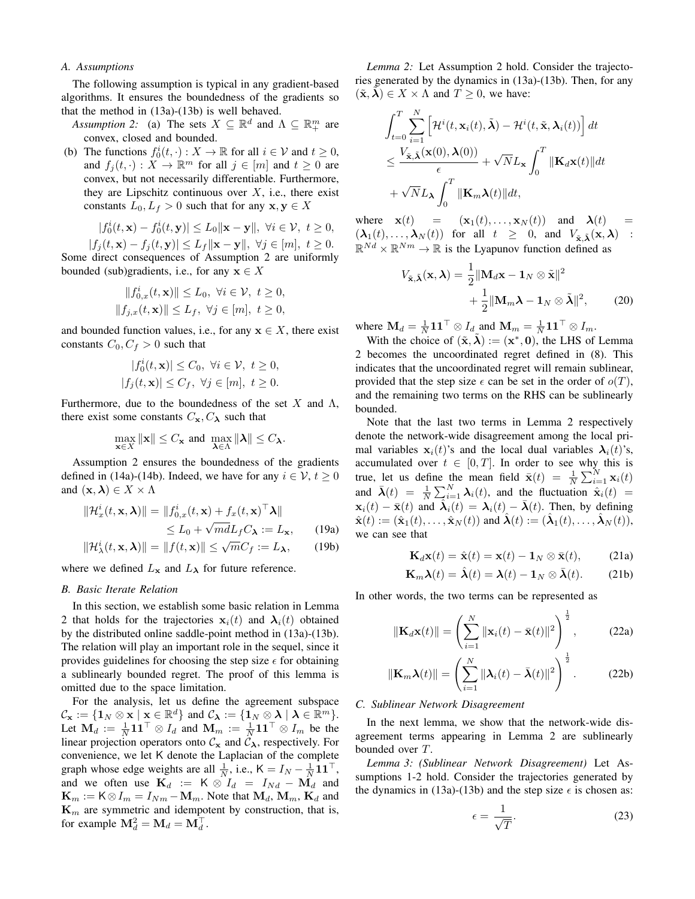### A. Assumptions

The following assumption is typical in any gradient-based algorithms. It ensures the boundedness of the gradients so that the method in (13a)-(13b) is well behaved.

*Assumption 2:* (a) The sets $X \subseteq \mathbb{R}^d$ and $\Lambda \subseteq \mathbb{R}^m_+$ are convex, closed and bounded.

(b) The functions $f_0^i(t,\cdot): X \to \mathbb{R}$ for all $i \in \mathcal{V}$ and $t \geq 0$, and $f_j(t,\cdot): X \to \mathbb{R}^m$ for all $j \in [m]$ and $t \geq 0$ are convex, but not necessarily differentiable. Furthermore, they are Lipschitz continuous over $X$, i.e., there exist constants $L_0, L_f > 0$ such that for any $\mathbf{x}, \mathbf{y} \in X$

$$|f_0^i(t,\mathbf{x}) - f_0^i(t,\mathbf{y})| \leq L_0 \|\mathbf{x} - \mathbf{y}\|, \ \forall i \in \mathcal{V}, \ t \geq 0,$$
$$|f_j(t,\mathbf{x}) - f_j(t,\mathbf{y})| \leq L_f \|\mathbf{x} - \mathbf{y}\|, \ \forall j \in [m], \ t \geq 0.$$

Some direct consequences of Assumption 2 are uniformly bounded (sub)gradients, i.e., for any $\mathbf{x} \in X$

$$\|f_{0,x}^i(t,\mathbf{x})\| \leq L_0, \ \forall i \in \mathcal{V}, \ t \geq 0,$$
$$\|f_{j,x}(t,\mathbf{x})\| \leq L_f, \ \forall j \in [m], \ t \geq 0,$$

and bounded function values, i.e., for any $\mathbf{x} \in X$, there exist constants $C_0, C_f > 0$ such that

$$|f_0^i(t,\mathbf{x})| \leq C_0, \ \forall i \in \mathcal{V}, \ t \geq 0,$$
$$|f_j(t,\mathbf{x})| \leq C_f, \ \forall j \in [m], \ t \geq 0.$$

Furthermore, due to the boundedness of the set $X$ and $\Lambda$, there exist some constants $C_{\mathbf{x}}, C_{\boldsymbol{\lambda}}$ such that

$$\max_{\mathbf{x} \in X} \|\mathbf{x}\| \leq C_{\mathbf{x}} \text{ and } \max_{\boldsymbol{\lambda} \in \Lambda} \|\boldsymbol{\lambda}\| \leq C_{\boldsymbol{\lambda}}.$$

Assumption 2 ensures the boundedness of the gradients defined in (14a)-(14b). Indeed, we have for any $i \in \mathcal{V}$, $t \geq 0$ and $(\mathbf{x}, \boldsymbol{\lambda}) \in X \times \Lambda$

$$\|\mathcal{H}_x^i(t,\mathbf{x},\boldsymbol{\lambda})\| = \|f_{0,x}^i(t,\mathbf{x}) + f_x(t,\mathbf{x})^\top \boldsymbol{\lambda}\| \leq L_0 + \sqrt{md} L_f C_{\boldsymbol{\lambda}} := L_{\mathbf{x}}, \quad (19a)$$

$$\|\mathcal{H}_\lambda^i(t,\mathbf{x},\boldsymbol{\lambda})\| = \|f(t,\mathbf{x})\| \leq \sqrt{m} C_f := L_{\boldsymbol{\lambda}}, \quad (19b)$$

where we defined $L_{\mathbf{x}}$ and $L_{\boldsymbol{\lambda}}$ for future reference.

### B. Basic Iterate Relation

In this section, we establish some basic relation in Lemma 2 that holds for the trajectories $\mathbf{x}_i(t)$ and $\boldsymbol{\lambda}_i(t)$ obtained by the distributed online saddle-point method in (13a)-(13b). The relation will play an important role in the sequel, since it provides guidelines for choosing the step size $\epsilon$ for obtaining a sublinearly bounded regret. The proof of this lemma is omitted due to the space limitation.

For the analysis, let us define the agreement subspace $\mathcal{C}_{\mathbf{x}} := \{\mathbf{1}_N \otimes \mathbf{x} \mid \mathbf{x} \in \mathbb{R}^d\}$ and $\mathcal{C}_{\boldsymbol{\lambda}} := \{\mathbf{1}_N \otimes \boldsymbol{\lambda} \mid \boldsymbol{\lambda} \in \mathbb{R}^m\}$. Let $\mathbf{M}_d := \frac{1}{N}\mathbf{1}\mathbf{1}^\top \otimes I_d$ and $\mathbf{M}_m := \frac{1}{N}\mathbf{1}\mathbf{1}^\top \otimes I_m$ be the linear projection operators onto $\mathcal{C}_{\mathbf{x}}$ and $\mathcal{C}_{\boldsymbol{\lambda}}$, respectively. For convenience, we let $\mathsf{K}$ denote the Laplacian of the complete graph whose edge weights are all $\frac{1}{N}$, i.e., $\mathsf{K} = I_N - \frac{1}{N}\mathbf{1}\mathbf{1}^\top$, and we often use $\mathbf{K}_d := \mathsf{K} \otimes I_d = I_{Nd} - \mathbf{M}_d$ and $\mathbf{K}_m := \mathsf{K} \otimes I_m = I_{Nm} - \mathbf{M}_m$. Note that $\mathbf{M}_d$, $\mathbf{M}_m$, $\mathbf{K}_d$ and $\mathbf{K}_m$ are symmetric and idempotent by construction, that is, for example $\mathbf{M}_d^2 = \mathbf{M}_d = \mathbf{M}_d^\top$.

*Lemma 2:* Let Assumption 2 hold. Consider the trajectories generated by the dynamics in (13a)-(13b). Then, for any $(\tilde{\mathbf{x}}, \tilde{\boldsymbol{\lambda}}) \in X \times \Lambda$ and $T \geq 0$, we have:

$$\int_{t=0}^T \sum_{i=1}^N \left[ \mathcal{H}^i(t,\mathbf{x}_i(t),\tilde{\boldsymbol{\lambda}}) - \mathcal{H}^i(t,\tilde{\mathbf{x}},\boldsymbol{\lambda}_i(t)) \right] dt$$
$$\leq \frac{V_{\tilde{\mathbf{x}},\tilde{\boldsymbol{\lambda}}}(\mathbf{x}(0),\boldsymbol{\lambda}(0))}{\epsilon} + \sqrt{N} L_{\mathbf{x}} \int_0^T \|\mathbf{K}_d \mathbf{x}(t)\| dt$$
$$+ \sqrt{N} L_{\boldsymbol{\lambda}} \int_0^T \|\mathbf{K}_m \boldsymbol{\lambda}(t)\| dt,$$

where $\mathbf{x}(t) = (\mathbf{x}_1(t), \ldots, \mathbf{x}_N(t))$ and $\boldsymbol{\lambda}(t) = (\boldsymbol{\lambda}_1(t), \ldots, \boldsymbol{\lambda}_N(t))$ for all $t \geq 0$, and $V_{\tilde{\mathbf{x}},\tilde{\boldsymbol{\lambda}}}(\mathbf{x},\boldsymbol{\lambda}) : \mathbb{R}^{Nd} \times \mathbb{R}^{Nm} \to \mathbb{R}$ is the Lyapunov function defined as

$$V_{\tilde{\mathbf{x}},\tilde{\boldsymbol{\lambda}}}(\mathbf{x},\boldsymbol{\lambda}) = \frac{1}{2}\|\mathbf{M}_d \mathbf{x} - \mathbf{1}_N \otimes \tilde{\mathbf{x}}\|^2 + \frac{1}{2}\|\mathbf{M}_m \boldsymbol{\lambda} - \mathbf{1}_N \otimes \tilde{\boldsymbol{\lambda}}\|^2, \quad (20)$$

where $\mathbf{M}_d = \frac{1}{N}\mathbf{1}\mathbf{1}^\top \otimes I_d$ and $\mathbf{M}_m = \frac{1}{N}\mathbf{1}\mathbf{1}^\top \otimes I_m$.

With the choice of $(\tilde{\mathbf{x}}, \tilde{\boldsymbol{\lambda}}) := (\mathbf{x}^*, \mathbf{0})$, the LHS of Lemma 2 becomes the uncoordinated regret defined in (8). This indicates that the uncoordinated regret will remain sublinear, provided that the step size $\epsilon$ can be set in the order of $o(T)$, and the remaining two terms on the RHS can be sublinearly bounded.

Note that the last two terms in Lemma 2 respectively denote the network-wide disagreement among the local primal variables $\mathbf{x}_i(t)$'s and the local dual variables $\boldsymbol{\lambda}_i(t)$'s, accumulated over $t \in [0,T]$. In order to see why this is true, let us define the mean field $\bar{\mathbf{x}}(t) = \frac{1}{N}\sum_{i=1}^N \mathbf{x}_i(t)$ and $\bar{\boldsymbol{\lambda}}(t) = \frac{1}{N}\sum_{i=1}^N \boldsymbol{\lambda}_i(t)$, and the fluctuation $\hat{\mathbf{x}}_i(t) = \mathbf{x}_i(t) - \bar{\mathbf{x}}(t)$ and $\hat{\boldsymbol{\lambda}}_i(t) = \boldsymbol{\lambda}_i(t) - \bar{\boldsymbol{\lambda}}(t)$. Then, by defining $\hat{\mathbf{x}}(t) := (\hat{\mathbf{x}}_1(t), \ldots, \hat{\mathbf{x}}_N(t))$ and $\hat{\boldsymbol{\lambda}}(t) := (\hat{\boldsymbol{\lambda}}_1(t), \ldots, \hat{\boldsymbol{\lambda}}_N(t))$, we can see that

$$\mathbf{K}_d \mathbf{x}(t) = \hat{\mathbf{x}}(t) = \mathbf{x}(t) - \mathbf{1}_N \otimes \bar{\mathbf{x}}(t), \quad (21a)$$

$$\mathbf{K}_m \boldsymbol{\lambda}(t) = \hat{\boldsymbol{\lambda}}(t) = \boldsymbol{\lambda}(t) - \mathbf{1}_N \otimes \bar{\boldsymbol{\lambda}}(t). \quad (21b)$$

In other words, the two terms can be represented as

$$\|\mathbf{K}_d \mathbf{x}(t)\| = \left( \sum_{i=1}^N \|\mathbf{x}_i(t) - \bar{\mathbf{x}}(t)\|^2 \right)^{\frac{1}{2}}, \quad (22a)$$

$$\|\mathbf{K}_m \boldsymbol{\lambda}(t)\| = \left( \sum_{i=1}^N \|\boldsymbol{\lambda}_i(t) - \bar{\boldsymbol{\lambda}}(t)\|^2 \right)^{\frac{1}{2}}. \quad (22b)$$

### C. Sublinear Network Disagreement

In the next lemma, we show that the network-wide disagreement terms appearing in Lemma 2 are sublinearly bounded over $T$.

*Lemma 3: (Sublinear Network Disagreement)* Let Assumptions 1-2 hold. Consider the trajectories generated by the dynamics in (13a)-(13b) and the step size $\epsilon$ is chosen as:

$$\epsilon = \frac{1}{\sqrt{T}}. \quad (23)$$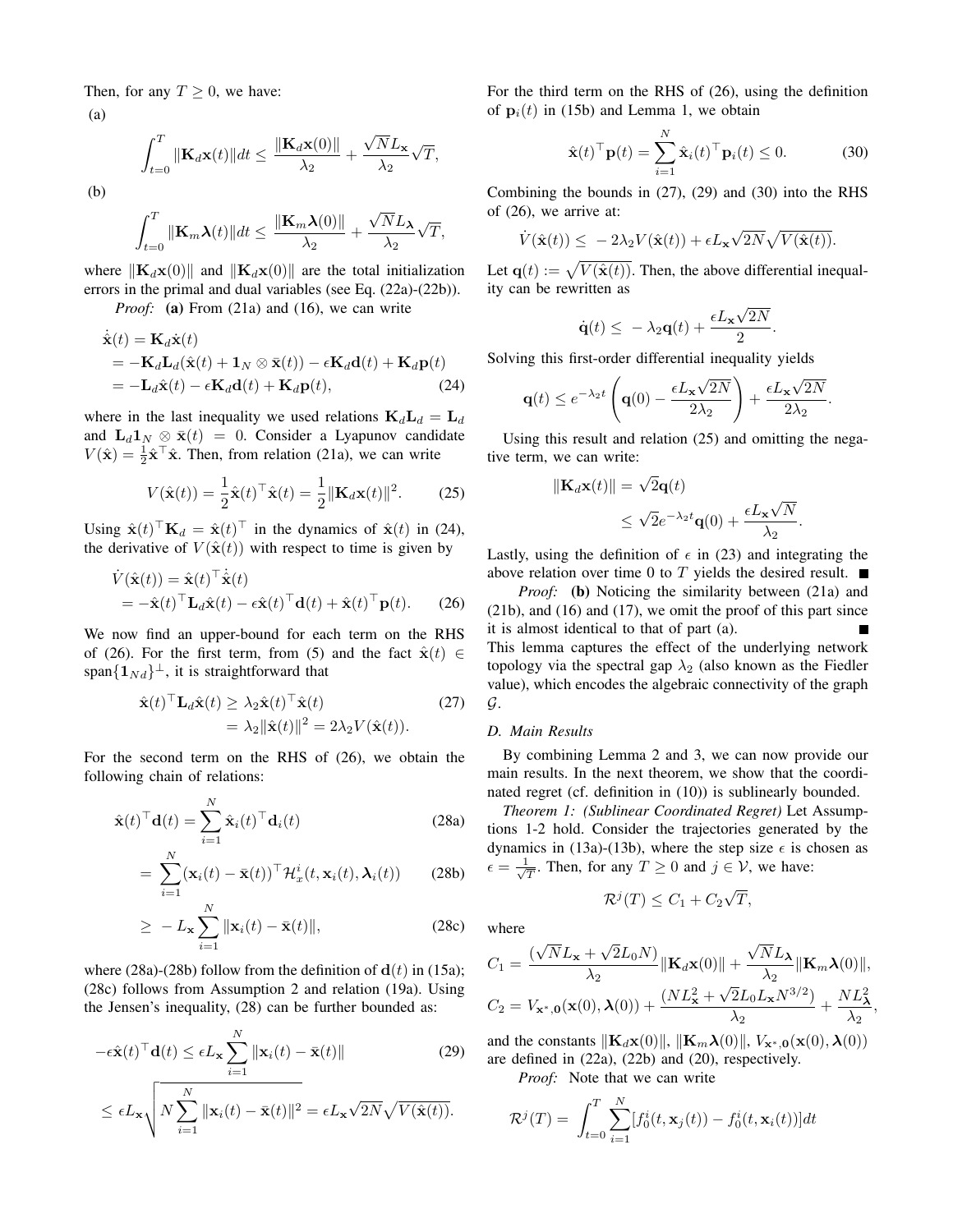Then, for any $T \geq 0$, we have:

(a)

$$\int_{t=0}^{T} \|\mathbf{K}_d \mathbf{x}(t)\| dt \leq \frac{\|\mathbf{K}_d \mathbf{x}(0)\|}{\lambda_2} + \frac{\sqrt{N} L_{\mathbf{x}}}{\lambda_2} \sqrt{T},$$

(b)

$$\int_{t=0}^{T} \|\mathbf{K}_m \boldsymbol{\lambda}(t)\| dt \leq \frac{\|\mathbf{K}_m \boldsymbol{\lambda}(0)\|}{\lambda_2} + \frac{\sqrt{N} L_{\boldsymbol{\lambda}}}{\lambda_2} \sqrt{T},$$

where $\|\mathbf{K}_d \mathbf{x}(0)\|$ and $\|\mathbf{K}_d \mathbf{x}(0)\|$ are the total initialization errors in the primal and dual variables (see Eq. (22a)-(22b)).

*Proof:* **(a)** From (21a) and (16), we can write

$$\begin{aligned}
\dot{\hat{\mathbf{x}}}(t) &= \mathbf{K}_d \dot{\mathbf{x}}(t) \\
&= -\mathbf{K}_d \mathbf{L}_d (\hat{\mathbf{x}}(t) + \mathbf{1}_N \otimes \bar{\mathbf{x}}(t)) - \epsilon \mathbf{K}_d \mathbf{d}(t) + \mathbf{K}_d \mathbf{p}(t) \\
&= -\mathbf{L}_d \hat{\mathbf{x}}(t) - \epsilon \mathbf{K}_d \mathbf{d}(t) + \mathbf{K}_d \mathbf{p}(t), \qquad (24)
\end{aligned}$$

where in the last inequality we used relations $\mathbf{K}_d \mathbf{L}_d = \mathbf{L}_d$ and $\mathbf{L}_d \mathbf{1}_N \otimes \bar{\mathbf{x}}(t) = 0$. Consider a Lyapunov candidate $V(\hat{\mathbf{x}}) = \frac{1}{2} \hat{\mathbf{x}}^\top \hat{\mathbf{x}}$. Then, from relation (21a), we can write

$$V(\hat{\mathbf{x}}(t)) = \frac{1}{2} \hat{\mathbf{x}}(t)^\top \hat{\mathbf{x}}(t) = \frac{1}{2} \|\mathbf{K}_d \mathbf{x}(t)\|^2. \qquad (25)$$

Using $\hat{\mathbf{x}}(t)^\top \mathbf{K}_d = \hat{\mathbf{x}}(t)^\top$ in the dynamics of $\hat{\mathbf{x}}(t)$ in (24), the derivative of $V(\hat{\mathbf{x}}(t))$ with respect to time is given by

$$\begin{aligned}
\dot{V}(\hat{\mathbf{x}}(t)) &= \hat{\mathbf{x}}(t)^\top \dot{\hat{\mathbf{x}}}(t) \\
&= -\hat{\mathbf{x}}(t)^\top \mathbf{L}_d \hat{\mathbf{x}}(t) - \epsilon \hat{\mathbf{x}}(t)^\top \mathbf{d}(t) + \hat{\mathbf{x}}(t)^\top \mathbf{p}(t). \qquad (26)
\end{aligned}$$

We now find an upper-bound for each term on the RHS of (26). For the first term, from (5) and the fact $\hat{\mathbf{x}}(t) \in \text{span}\{\mathbf{1}_{Nd}\}^\perp$, it is straightforward that

$$\begin{aligned}
\hat{\mathbf{x}}(t)^\top \mathbf{L}_d \hat{\mathbf{x}}(t) &\geq \lambda_2 \hat{\mathbf{x}}(t)^\top \hat{\mathbf{x}}(t) \qquad (27) \\
&= \lambda_2 \|\hat{\mathbf{x}}(t)\|^2 = 2\lambda_2 V(\hat{\mathbf{x}}(t)).
\end{aligned}$$

For the second term on the RHS of (26), we obtain the following chain of relations:

$$\begin{aligned}
\hat{\mathbf{x}}(t)^\top \mathbf{d}(t) &= \sum_{i=1}^{N} \hat{\mathbf{x}}_i(t)^\top \mathbf{d}_i(t) \qquad (28a) \\
&= \sum_{i=1}^{N} (\mathbf{x}_i(t) - \bar{\mathbf{x}}(t))^\top \mathcal{H}_x^i(t, \mathbf{x}_i(t), \boldsymbol{\lambda}_i(t)) \qquad (28b) \\
&\geq -L_{\mathbf{x}} \sum_{i=1}^{N} \|\mathbf{x}_i(t) - \bar{\mathbf{x}}(t)\|, \qquad (28c)
\end{aligned}$$

where (28a)-(28b) follow from the definition of $\mathbf{d}(t)$ in (15a); (28c) follows from Assumption 2 and relation (19a). Using the Jensen's inequality, (28) can be further bounded as:

$$\begin{aligned}
-\epsilon \hat{\mathbf{x}}(t)^\top \mathbf{d}(t) &\leq \epsilon L_{\mathbf{x}} \sum_{i=1}^{N} \|\mathbf{x}_i(t) - \bar{\mathbf{x}}(t)\| \qquad (29) \\
&\leq \epsilon L_{\mathbf{x}} \sqrt{N \sum_{i=1}^{N} \|\mathbf{x}_i(t) - \bar{\mathbf{x}}(t)\|^2} = \epsilon L_{\mathbf{x}} \sqrt{2N} \sqrt{V(\hat{\mathbf{x}}(t))}.
\end{aligned}$$

For the third term on the RHS of (26), using the definition of $\mathbf{p}_i(t)$ in (15b) and Lemma 1, we obtain

$$\hat{\mathbf{x}}(t)^\top \mathbf{p}(t) = \sum_{i=1}^{N} \hat{\mathbf{x}}_i(t)^\top \mathbf{p}_i(t) \leq 0. \qquad (30)$$

Combining the bounds in (27), (29) and (30) into the RHS of (26), we arrive at:

$$\dot{V}(\hat{\mathbf{x}}(t)) \leq -2\lambda_2 V(\hat{\mathbf{x}}(t)) + \epsilon L_{\mathbf{x}} \sqrt{2N} \sqrt{V(\hat{\mathbf{x}}(t))}.$$

Let $\mathbf{q}(t) := \sqrt{V(\hat{\mathbf{x}}(t))}$. Then, the above differential inequality can be rewritten as

$$\dot{\mathbf{q}}(t) \leq -\lambda_2 \mathbf{q}(t) + \frac{\epsilon L_{\mathbf{x}} \sqrt{2N}}{2}.$$

Solving this first-order differential inequality yields

$$\mathbf{q}(t) \leq e^{-\lambda_2 t} \left( \mathbf{q}(0) - \frac{\epsilon L_{\mathbf{x}} \sqrt{2N}}{2\lambda_2} \right) + \frac{\epsilon L_{\mathbf{x}} \sqrt{2N}}{2\lambda_2}.$$

Using this result and relation (25) and omitting the negative term, we can write:

$$\begin{aligned}
\|\mathbf{K}_d \mathbf{x}(t)\| &= \sqrt{2} \mathbf{q}(t) \\
&\leq \sqrt{2} e^{-\lambda_2 t} \mathbf{q}(0) + \frac{\epsilon L_{\mathbf{x}} \sqrt{N}}{\lambda_2}.
\end{aligned}$$

Lastly, using the definition of $\epsilon$ in (23) and integrating the above relation over time 0 to $T$ yields the desired result. ■

*Proof:* **(b)** Noticing the similarity between (21a) and (21b), and (16) and (17), we omit the proof of this part since it is almost identical to that of part (a). ■

This lemma captures the effect of the underlying network topology via the spectral gap $\lambda_2$ (also known as the Fiedler value), which encodes the algebraic connectivity of the graph $\mathcal{G}$.

### D. Main Results

By combining Lemma 2 and 3, we can now provide our main results. In the next theorem, we show that the coordinated regret (cf. definition in (10)) is sublinearly bounded.

*Theorem 1: (Sublinear Coordinated Regret)* Let Assumptions 1-2 hold. Consider the trajectories generated by the dynamics in (13a)-(13b), where the step size $\epsilon$ is chosen as $\epsilon = \frac{1}{\sqrt{T}}$. Then, for any $T \geq 0$ and $j \in \mathcal{V}$, we have:

$$\mathcal{R}^j(T) \leq C_1 + C_2 \sqrt{T},$$

where

$$\begin{aligned}
C_1 &= \frac{(\sqrt{N} L_{\mathbf{x}} + \sqrt{2} L_0 N)}{\lambda_2} \|\mathbf{K}_d \mathbf{x}(0)\| + \frac{\sqrt{N} L_{\boldsymbol{\lambda}}}{\lambda_2} \|\mathbf{K}_m \boldsymbol{\lambda}(0)\|, \\
C_2 &= V_{\mathbf{x}^*, \mathbf{0}}(\mathbf{x}(0), \boldsymbol{\lambda}(0)) + \frac{(N L_{\mathbf{x}}^2 + \sqrt{2} L_0 L_{\mathbf{x}} N^{3/2})}{\lambda_2} + \frac{N L_{\boldsymbol{\lambda}}^2}{\lambda_2},
\end{aligned}$$

and the constants $\|\mathbf{K}_d \mathbf{x}(0)\|$, $\|\mathbf{K}_m \boldsymbol{\lambda}(0)\|$, $V_{\mathbf{x}^*, \mathbf{0}}(\mathbf{x}(0), \boldsymbol{\lambda}(0))$ are defined in (22a), (22b) and (20), respectively.

*Proof:* Note that we can write

$$\mathcal{R}^j(T) = \int_{t=0}^{T} \sum_{i=1}^{N} [f_0^i(t, \mathbf{x}_j(t)) - f_0^i(t, \mathbf{x}_i(t))] dt$$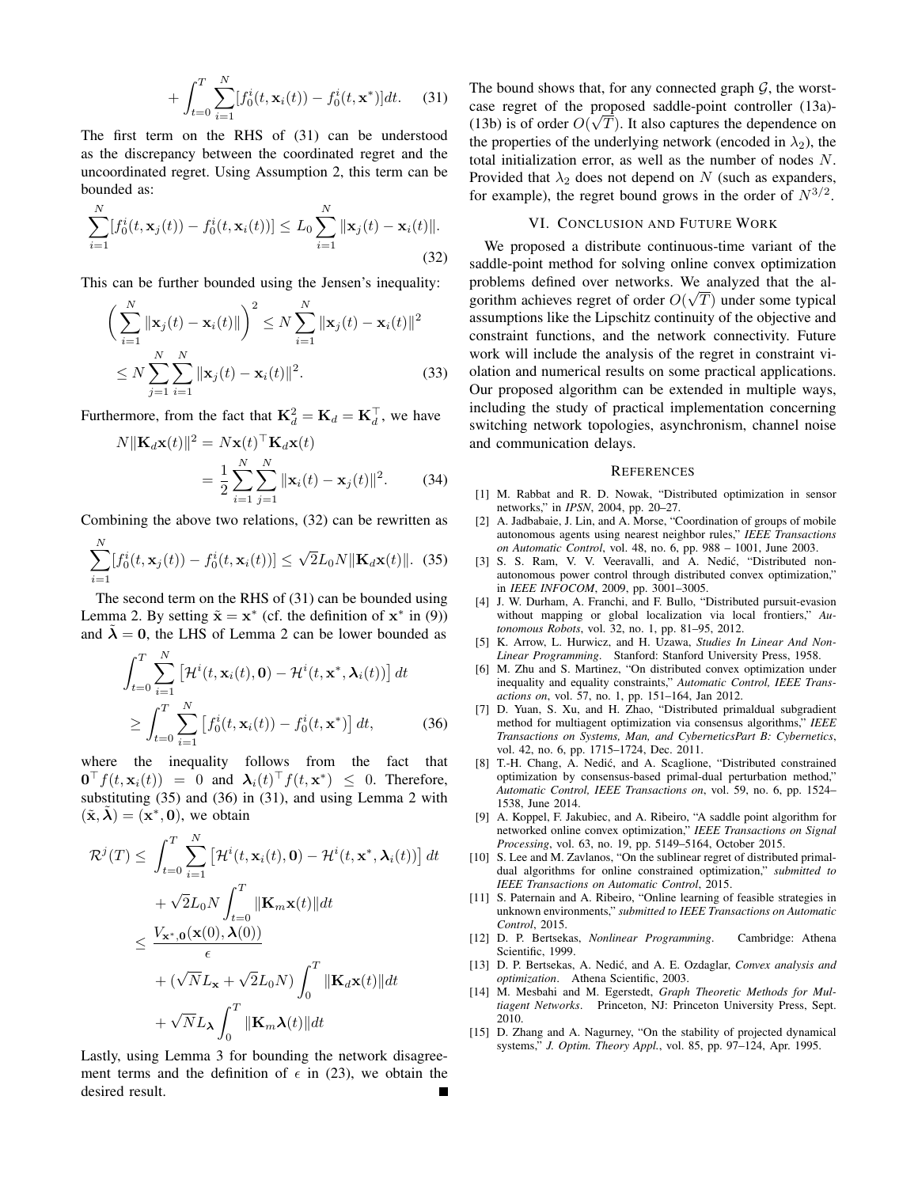$$+\int_{t=0}^{T}\sum_{i=1}^{N}[f_0^i(t,\mathbf{x}_i(t)) - f_0^i(t,\mathbf{x}^*)]dt. \quad (31)$$

The first term on the RHS of (31) can be understood as the discrepancy between the coordinated regret and the uncoordinated regret. Using Assumption 2, this term can be bounded as:

$$\sum_{i=1}^{N}[f_0^i(t,\mathbf{x}_j(t)) - f_0^i(t,\mathbf{x}_i(t))] \le L_0 \sum_{i=1}^{N}\|\mathbf{x}_j(t)-\mathbf{x}_i(t)\|. \quad (32)$$

This can be further bounded using the Jensen's inequality:

$$\begin{aligned}\bigg(\sum_{i=1}^{N}\|\mathbf{x}_j(t)-\mathbf{x}_i(t)\|\bigg)^2 &\le N\sum_{i=1}^{N}\|\mathbf{x}_j(t)-\mathbf{x}_i(t)\|^2 \\ &\le N\sum_{j=1}^{N}\sum_{i=1}^{N}\|\mathbf{x}_j(t)-\mathbf{x}_i(t)\|^2. \quad (33)\end{aligned}$$

Furthermore, from the fact that $\mathbf{K}_d^2 = \mathbf{K}_d = \mathbf{K}_d^\top$, we have

$$\begin{aligned}N\|\mathbf{K}_d\mathbf{x}(t)\|^2 &= N\mathbf{x}(t)^\top\mathbf{K}_d\mathbf{x}(t) \\ &= \frac{1}{2}\sum_{i=1}^{N}\sum_{j=1}^{N}\|\mathbf{x}_i(t)-\mathbf{x}_j(t)\|^2. \quad (34)\end{aligned}$$

Combining the above two relations, (32) can be rewritten as

$$\sum_{i=1}^{N}[f_0^i(t,\mathbf{x}_j(t)) - f_0^i(t,\mathbf{x}_i(t))] \le \sqrt{2}L_0N\|\mathbf{K}_d\mathbf{x}(t)\|. \quad (35)$$

The second term on the RHS of (31) can be bounded using Lemma 2. By setting $\tilde{\mathbf{x}} = \mathbf{x}^*$ (cf. the definition of $\mathbf{x}^*$ in (9)) and $\tilde{\boldsymbol{\lambda}} = \mathbf{0}$, the LHS of Lemma 2 can be lower bounded as

$$\begin{aligned}&\int_{t=0}^{T}\sum_{i=1}^{N}\left[\mathcal{H}^i(t,\mathbf{x}_i(t),\mathbf{0}) - \mathcal{H}^i(t,\mathbf{x}^*,\boldsymbol{\lambda}_i(t))\right]dt \\ &\ge \int_{t=0}^{T}\sum_{i=1}^{N}\left[f_0^i(t,\mathbf{x}_i(t)) - f_0^i(t,\mathbf{x}^*)\right]dt, \quad (36)\end{aligned}$$

where the inequality follows from the fact that $\mathbf{0}^\top f(t,\mathbf{x}_i(t)) = 0$ and $\boldsymbol{\lambda}_i(t)^\top f(t,\mathbf{x}^*) \le 0$. Therefore, substituting (35) and (36) in (31), and using Lemma 2 with $(\tilde{\mathbf{x}},\tilde{\boldsymbol{\lambda}}) = (\mathbf{x}^*,\mathbf{0})$, we obtain

$$\begin{aligned}\mathcal{R}^j(T) \le &\int_{t=0}^{T}\sum_{i=1}^{N}\left[\mathcal{H}^i(t,\mathbf{x}_i(t),\mathbf{0}) - \mathcal{H}^i(t,\mathbf{x}^*,\boldsymbol{\lambda}_i(t))\right]dt \\ &+ \sqrt{2}L_0N\int_{t=0}^{T}\|\mathbf{K}_m\mathbf{x}(t)\|dt \\ \le &\frac{V_{\mathbf{x}^*,\mathbf{0}}(\mathbf{x}(0),\boldsymbol{\lambda}(0))}{\epsilon} \\ &+ (\sqrt{N}L_{\mathbf{x}} + \sqrt{2}L_0N)\int_0^T\|\mathbf{K}_d\mathbf{x}(t)\|dt \\ &+ \sqrt{N}L_{\boldsymbol{\lambda}}\int_0^T\|\mathbf{K}_m\boldsymbol{\lambda}(t)\|dt\end{aligned}$$

Lastly, using Lemma 3 for bounding the network disagreement terms and the definition of $\epsilon$ in (23), we obtain the desired result. ■

The bound shows that, for any connected graph $\mathcal{G}$, the worst-case regret of the proposed saddle-point controller (13a)-(13b) is of order $O(\sqrt{T})$. It also captures the dependence on the properties of the underlying network (encoded in $\lambda_2$), the total initialization error, as well as the number of nodes $N$. Provided that $\lambda_2$ does not depend on $N$ (such as expanders, for example), the regret bound grows in the order of $N^{3/2}$.

## VI. Conclusion and Future Work

We proposed a distribute continuous-time variant of the saddle-point method for solving online convex optimization problems defined over networks. We analyzed that the algorithm achieves regret of order $O(\sqrt{T})$ under some typical assumptions like the Lipschitz continuity of the objective and constraint functions, and the network connectivity. Future work will include the analysis of the regret in constraint violation and numerical results on some practical applications. Our proposed algorithm can be extended in multiple ways, including the study of practical implementation concerning switching network topologies, asynchronism, channel noise and communication delays.

## References

[1] M. Rabbat and R. D. Nowak, "Distributed optimization in sensor networks," in *IPSN*, 2004, pp. 20–27.

[2] A. Jadbabaie, J. Lin, and A. Morse, "Coordination of groups of mobile autonomous agents using nearest neighbor rules," *IEEE Transactions on Automatic Control*, vol. 48, no. 6, pp. 988 – 1001, June 2003.

[3] S. S. Ram, V. V. Veeravalli, and A. Nedić, "Distributed non-autonomous power control through distributed convex optimization," in *IEEE INFOCOM*, 2009, pp. 3001–3005.

[4] J. W. Durham, A. Franchi, and F. Bullo, "Distributed pursuit-evasion without mapping or global localization via local frontiers," *Autonomous Robots*, vol. 32, no. 1, pp. 81–95, 2012.

[5] K. Arrow, L. Hurwicz, and H. Uzawa, *Studies In Linear And Non-Linear Programming*. Stanford: Stanford University Press, 1958.

[6] M. Zhu and S. Martinez, "On distributed convex optimization under inequality and equality constraints," *Automatic Control, IEEE Transactions on*, vol. 57, no. 1, pp. 151–164, Jan 2012.

[7] D. Yuan, S. Xu, and H. Zhao, "Distributed primaldual subgradient method for multiagent optimization via consensus algorithms," *IEEE Transactions on Systems, Man, and CyberneticsPart B: Cybernetics*, vol. 42, no. 6, pp. 1715–1724, Dec. 2011.

[8] T.-H. Chang, A. Nedić, and A. Scaglione, "Distributed constrained optimization by consensus-based primal-dual perturbation method," *Automatic Control, IEEE Transactions on*, vol. 59, no. 6, pp. 1524–1538, June 2014.

[9] A. Koppel, F. Jakubiec, and A. Ribeiro, "A saddle point algorithm for networked online convex optimization," *IEEE Transactions on Signal Processing*, vol. 63, no. 19, pp. 5149–5164, October 2015.

[10] S. Lee and M. Zavlanos, "On the sublinear regret of distributed primal-dual algorithms for online constrained optimization," *submitted to IEEE Transactions on Automatic Control*, 2015.

[11] S. Paternain and A. Ribeiro, "Online learning of feasible strategies in unknown environments," *submitted to IEEE Transactions on Automatic Control*, 2015.

[12] D. P. Bertsekas, *Nonlinear Programming*. Cambridge: Athena Scientific, 1999.

[13] D. P. Bertsekas, A. Nedić, and A. E. Ozdaglar, *Convex analysis and optimization*. Athena Scientific, 2003.

[14] M. Mesbahi and M. Egerstedt, *Graph Theoretic Methods for Multiagent Networks*. Princeton, NJ: Princeton University Press, Sept. 2010.

[15] D. Zhang and A. Nagurney, "On the stability of projected dynamical systems," *J. Optim. Theory Appl.*, vol. 85, pp. 97–124, Apr. 1995.